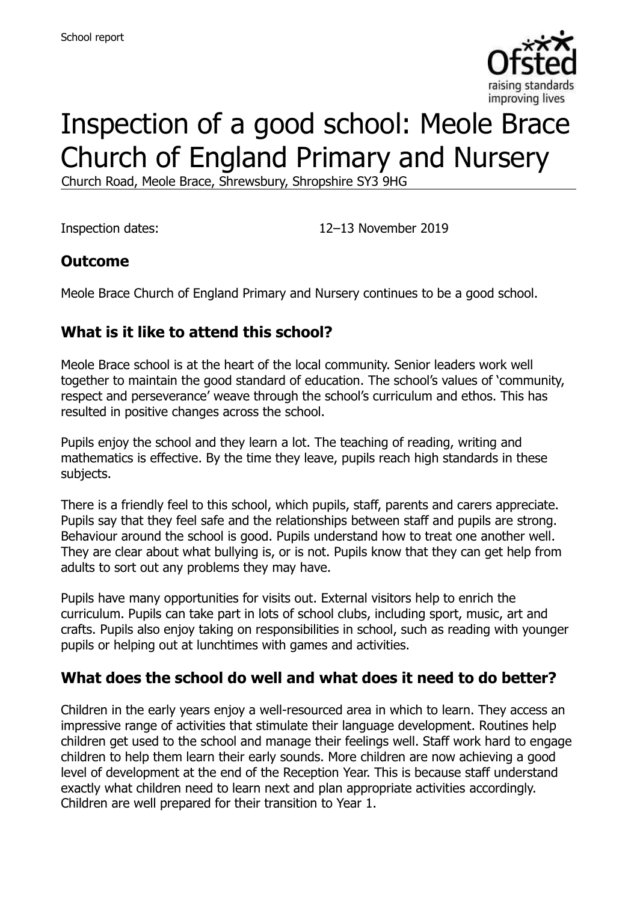School report

# Inspection of a good school: Meole Brace Church of England Primary and Nursery

Church Road, Meole Brace, Shrewsbury, Shropshire SY3 9HG

Inspection dates: 12–13 November 2019

## Outcome

Meole Brace Church of England Primary and Nursery continues to be a good school.

## What is it like to attend this school?

Meole Brace school is at the heart of the local community. Senior leaders work well together to maintain the good standard of education. The school's values of 'community, respect and perseverance' weave through the school's curriculum and ethos. This has resulted in positive changes across the school.

Pupils enjoy the school and they learn a lot. The teaching of reading, writing and mathematics is effective. By the time they leave, pupils reach high standards in these subjects.

There is a friendly feel to this school, which pupils, staff, parents and carers appreciate. Pupils say that they feel safe and the relationships between staff and pupils are strong. Behaviour around the school is good. Pupils understand how to treat one another well. They are clear about what bullying is, or is not. Pupils know that they can get help from adults to sort out any problems they may have.

Pupils have many opportunities for visits out. External visitors help to enrich the curriculum. Pupils can take part in lots of school clubs, including sport, music, art and crafts. Pupils also enjoy taking on responsibilities in school, such as reading with younger pupils or helping out at lunchtimes with games and activities.

## What does the school do well and what does it need to do better?

Children in the early years enjoy a well-resourced area in which to learn. They access an impressive range of activities that stimulate their language development. Routines help children get used to the school and manage their feelings well. Staff work hard to engage children to help them learn their early sounds. More children are now achieving a good level of development at the end of the Reception Year. This is because staff understand exactly what children need to learn next and plan appropriate activities accordingly. Children are well prepared for their transition to Year 1.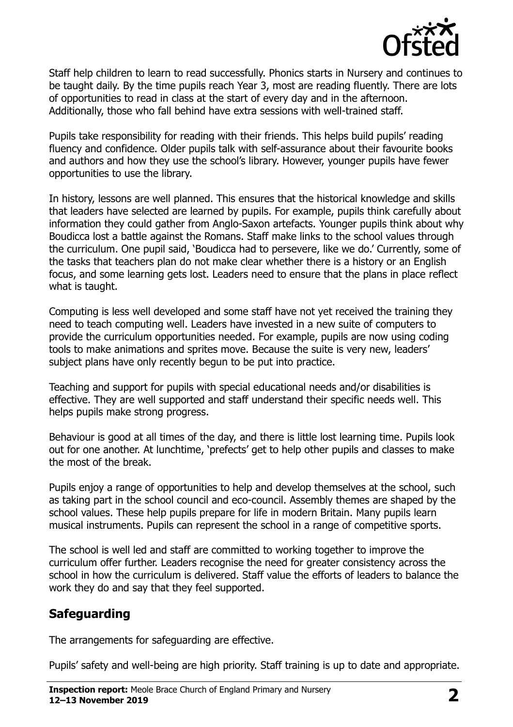Staff help children to learn to read successfully. Phonics starts in Nursery and continues to be taught daily. By the time pupils reach Year 3, most are reading fluently. There are lots of opportunities to read in class at the start of every day and in the afternoon. Additionally, those who fall behind have extra sessions with well-trained staff.

Pupils take responsibility for reading with their friends. This helps build pupils' reading fluency and confidence. Older pupils talk with self-assurance about their favourite books and authors and how they use the school's library. However, younger pupils have fewer opportunities to use the library.

In history, lessons are well planned. This ensures that the historical knowledge and skills that leaders have selected are learned by pupils. For example, pupils think carefully about information they could gather from Anglo-Saxon artefacts. Younger pupils think about why Boudicca lost a battle against the Romans. Staff make links to the school values through the curriculum. One pupil said, 'Boudicca had to persevere, like we do.' Currently, some of the tasks that teachers plan do not make clear whether there is a history or an English focus, and some learning gets lost. Leaders need to ensure that the plans in place reflect what is taught.

Computing is less well developed and some staff have not yet received the training they need to teach computing well. Leaders have invested in a new suite of computers to provide the curriculum opportunities needed. For example, pupils are now using coding tools to make animations and sprites move. Because the suite is very new, leaders' subject plans have only recently begun to be put into practice.

Teaching and support for pupils with special educational needs and/or disabilities is effective. They are well supported and staff understand their specific needs well. This helps pupils make strong progress.

Behaviour is good at all times of the day, and there is little lost learning time. Pupils look out for one another. At lunchtime, 'prefects' get to help other pupils and classes to make the most of the break.

Pupils enjoy a range of opportunities to help and develop themselves at the school, such as taking part in the school council and eco-council. Assembly themes are shaped by the school values. These help pupils prepare for life in modern Britain. Many pupils learn musical instruments. Pupils can represent the school in a range of competitive sports.

The school is well led and staff are committed to working together to improve the curriculum offer further. Leaders recognise the need for greater consistency across the school in how the curriculum is delivered. Staff value the efforts of leaders to balance the work they do and say that they feel supported.

## Safeguarding

The arrangements for safeguarding are effective.

Pupils' safety and well-being are high priority. Staff training is up to date and appropriate.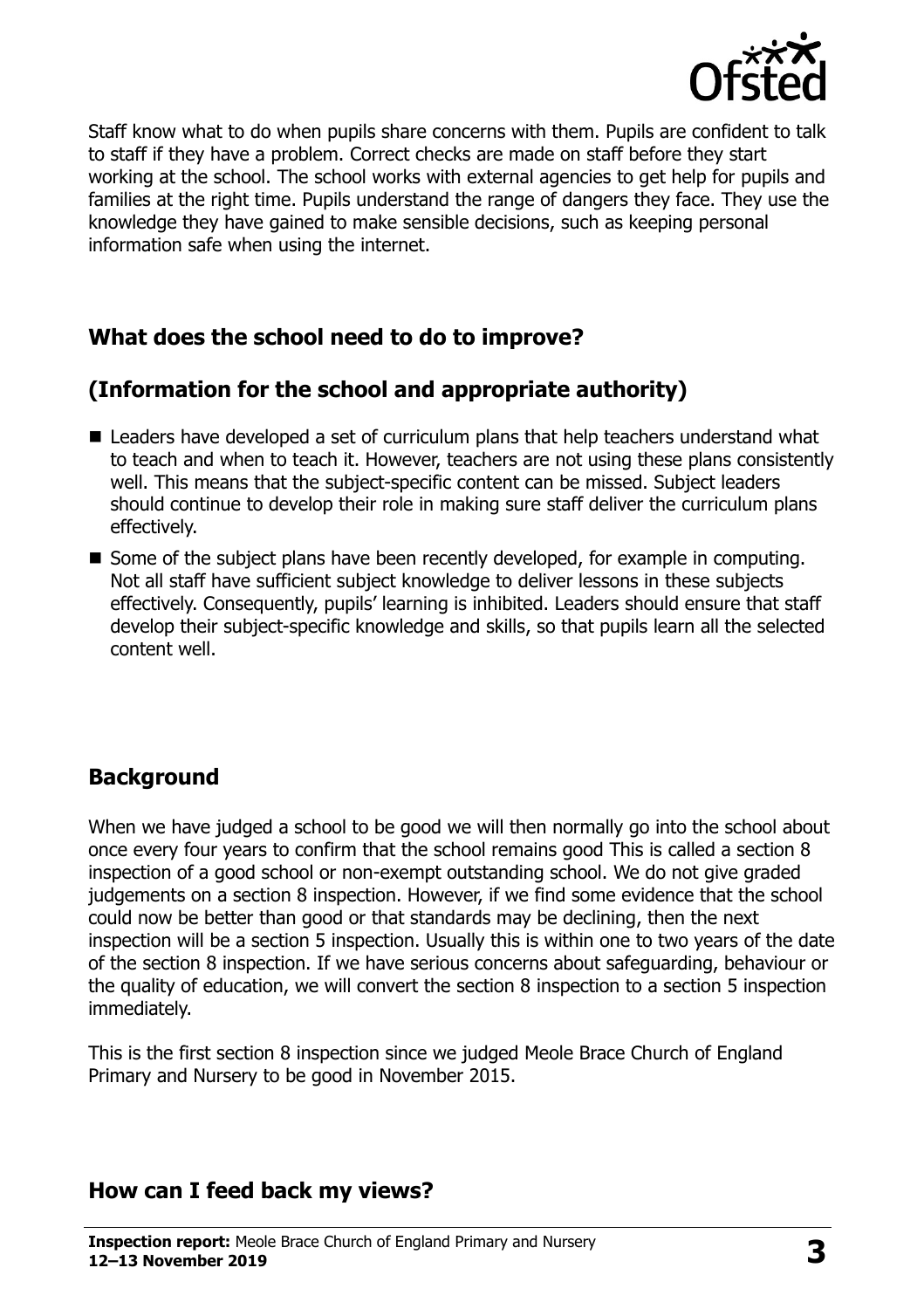Staff know what to do when pupils share concerns with them. Pupils are confident to talk to staff if they have a problem. Correct checks are made on staff before they start working at the school. The school works with external agencies to get help for pupils and families at the right time. Pupils understand the range of dangers they face. They use the knowledge they have gained to make sensible decisions, such as keeping personal information safe when using the internet.

## What does the school need to do to improve?

## (Information for the school and appropriate authority)

- Leaders have developed a set of curriculum plans that help teachers understand what to teach and when to teach it. However, teachers are not using these plans consistently well. This means that the subject-specific content can be missed. Subject leaders should continue to develop their role in making sure staff deliver the curriculum plans effectively.
- Some of the subject plans have been recently developed, for example in computing. Not all staff have sufficient subject knowledge to deliver lessons in these subjects effectively. Consequently, pupils' learning is inhibited. Leaders should ensure that staff develop their subject-specific knowledge and skills, so that pupils learn all the selected content well.

## Background

When we have judged a school to be good we will then normally go into the school about once every four years to confirm that the school remains good This is called a section 8 inspection of a good school or non-exempt outstanding school. We do not give graded judgements on a section 8 inspection. However, if we find some evidence that the school could now be better than good or that standards may be declining, then the next inspection will be a section 5 inspection. Usually this is within one to two years of the date of the section 8 inspection. If we have serious concerns about safeguarding, behaviour or the quality of education, we will convert the section 8 inspection to a section 5 inspection immediately.

This is the first section 8 inspection since we judged Meole Brace Church of England Primary and Nursery to be good in November 2015.

## How can I feed back my views?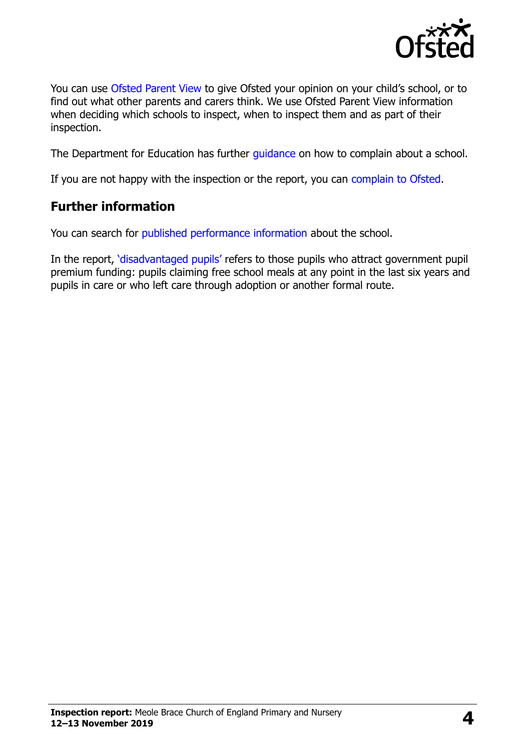You can use Ofsted Parent View to give Ofsted your opinion on your child's school, or to find out what other parents and carers think. We use Ofsted Parent View information when deciding which schools to inspect, when to inspect them and as part of their inspection.

The Department for Education has further guidance on how to complain about a school.

If you are not happy with the inspection or the report, you can complain to Ofsted.

## Further information

You can search for published performance information about the school.

In the report, 'disadvantaged pupils' refers to those pupils who attract government pupil premium funding: pupils claiming free school meals at any point in the last six years and pupils in care or who left care through adoption or another formal route.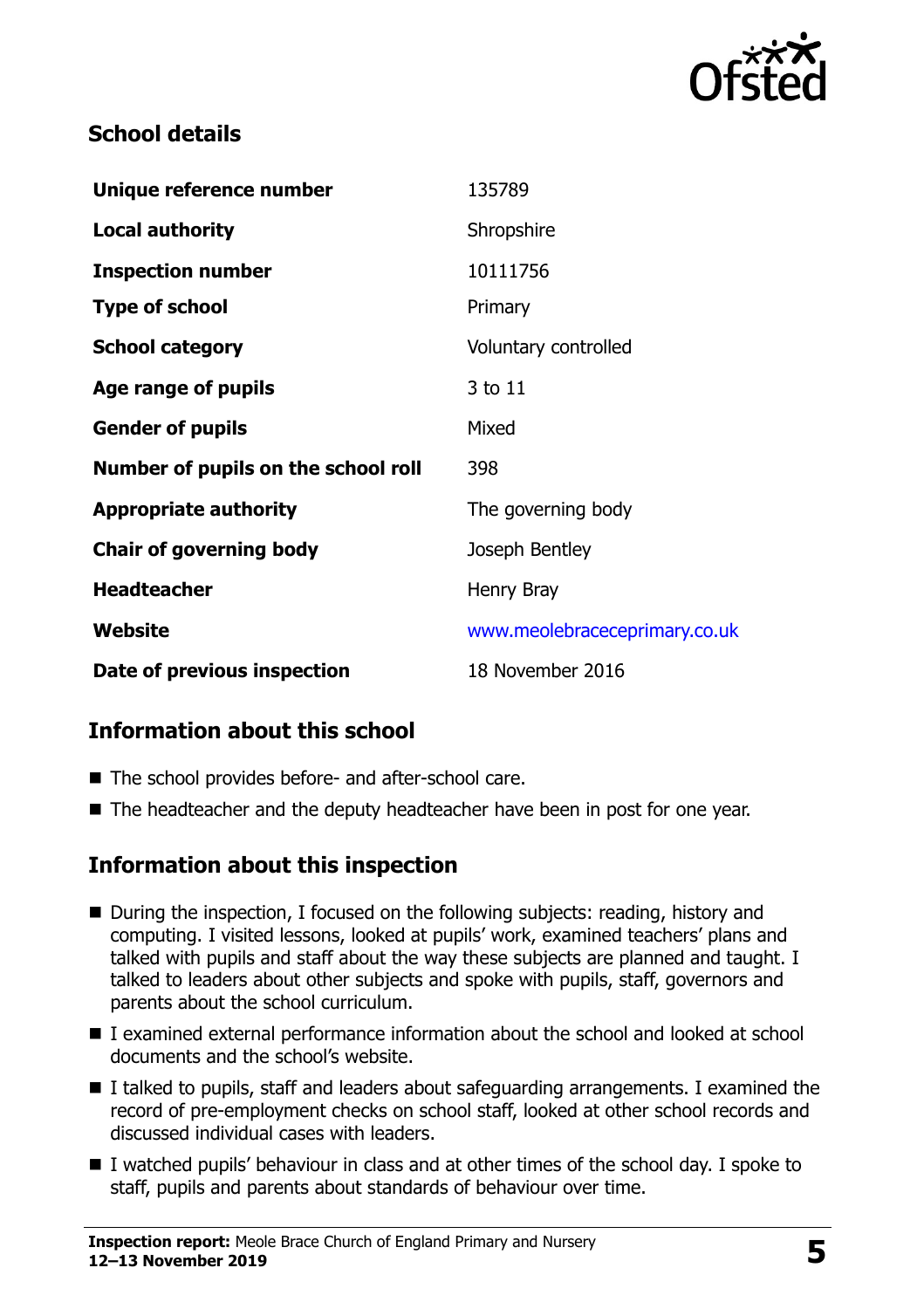## School details

| | |
|---|---|
| **Unique reference number** | 135789 |
| **Local authority** | Shropshire |
| **Inspection number** | 10111756 |
| **Type of school** | Primary |
| **School category** | Voluntary controlled |
| **Age range of pupils** | 3 to 11 |
| **Gender of pupils** | Mixed |
| **Number of pupils on the school roll** | 398 |
| **Appropriate authority** | The governing body |
| **Chair of governing body** | Joseph Bentley |
| **Headteacher** | Henry Bray |
| **Website** | www.meolebraceprimary.co.uk |
| **Date of previous inspection** | 18 November 2016 |

## Information about this school

- The school provides before- and after-school care.
- The headteacher and the deputy headteacher have been in post for one year.

## Information about this inspection

- During the inspection, I focused on the following subjects: reading, history and computing. I visited lessons, looked at pupils' work, examined teachers' plans and talked with pupils and staff about the way these subjects are planned and taught. I talked to leaders about other subjects and spoke with pupils, staff, governors and parents about the school curriculum.
- I examined external performance information about the school and looked at school documents and the school's website.
- I talked to pupils, staff and leaders about safeguarding arrangements. I examined the record of pre-employment checks on school staff, looked at other school records and discussed individual cases with leaders.
- I watched pupils' behaviour in class and at other times of the school day. I spoke to staff, pupils and parents about standards of behaviour over time.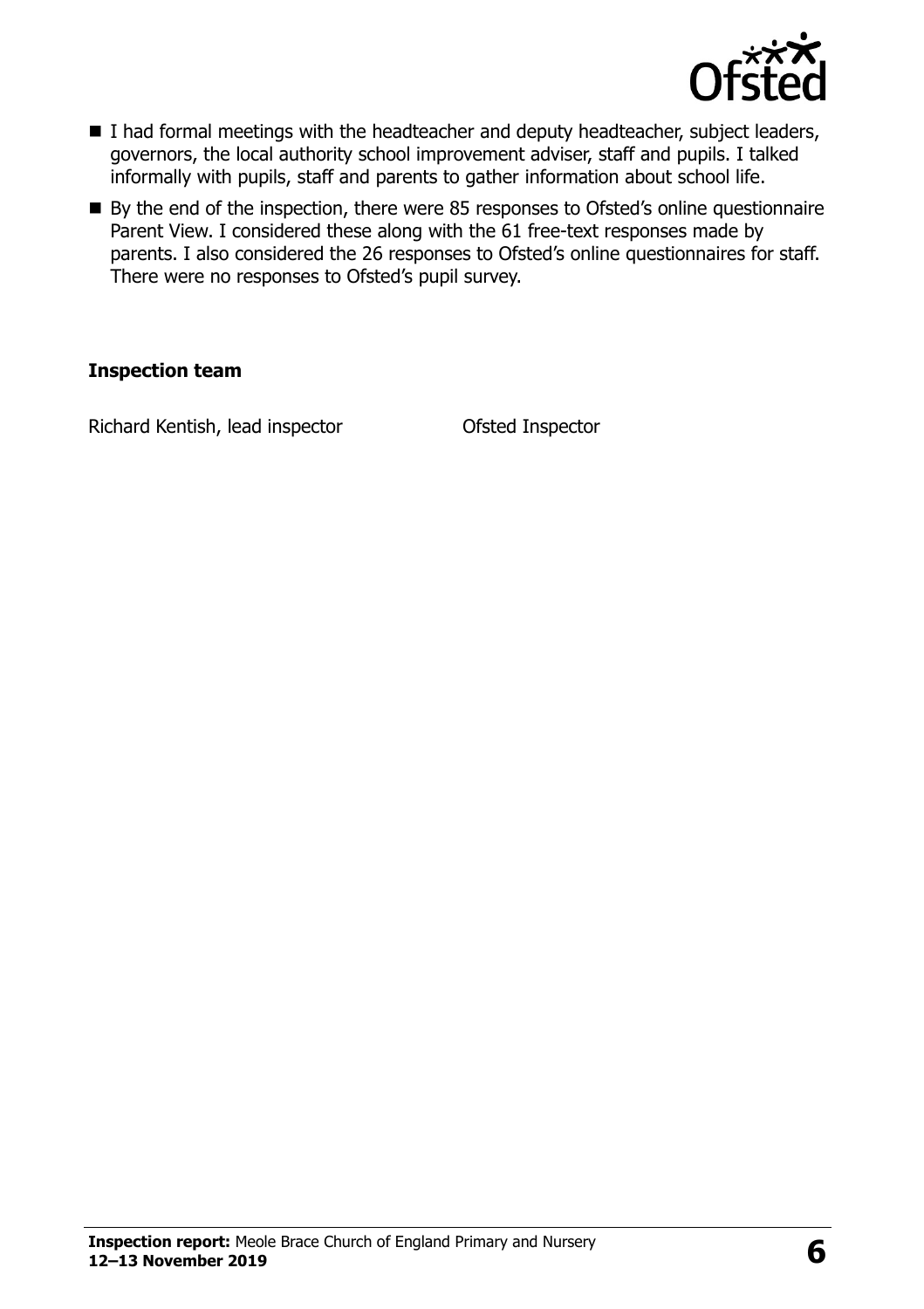- I had formal meetings with the headteacher and deputy headteacher, subject leaders, governors, the local authority school improvement adviser, staff and pupils. I talked informally with pupils, staff and parents to gather information about school life.
- By the end of the inspection, there were 85 responses to Ofsted's online questionnaire Parent View. I considered these along with the 61 free-text responses made by parents. I also considered the 26 responses to Ofsted's online questionnaires for staff. There were no responses to Ofsted's pupil survey.

### Inspection team

| | |
|---|---|
| Richard Kentish, lead inspector | Ofsted Inspector |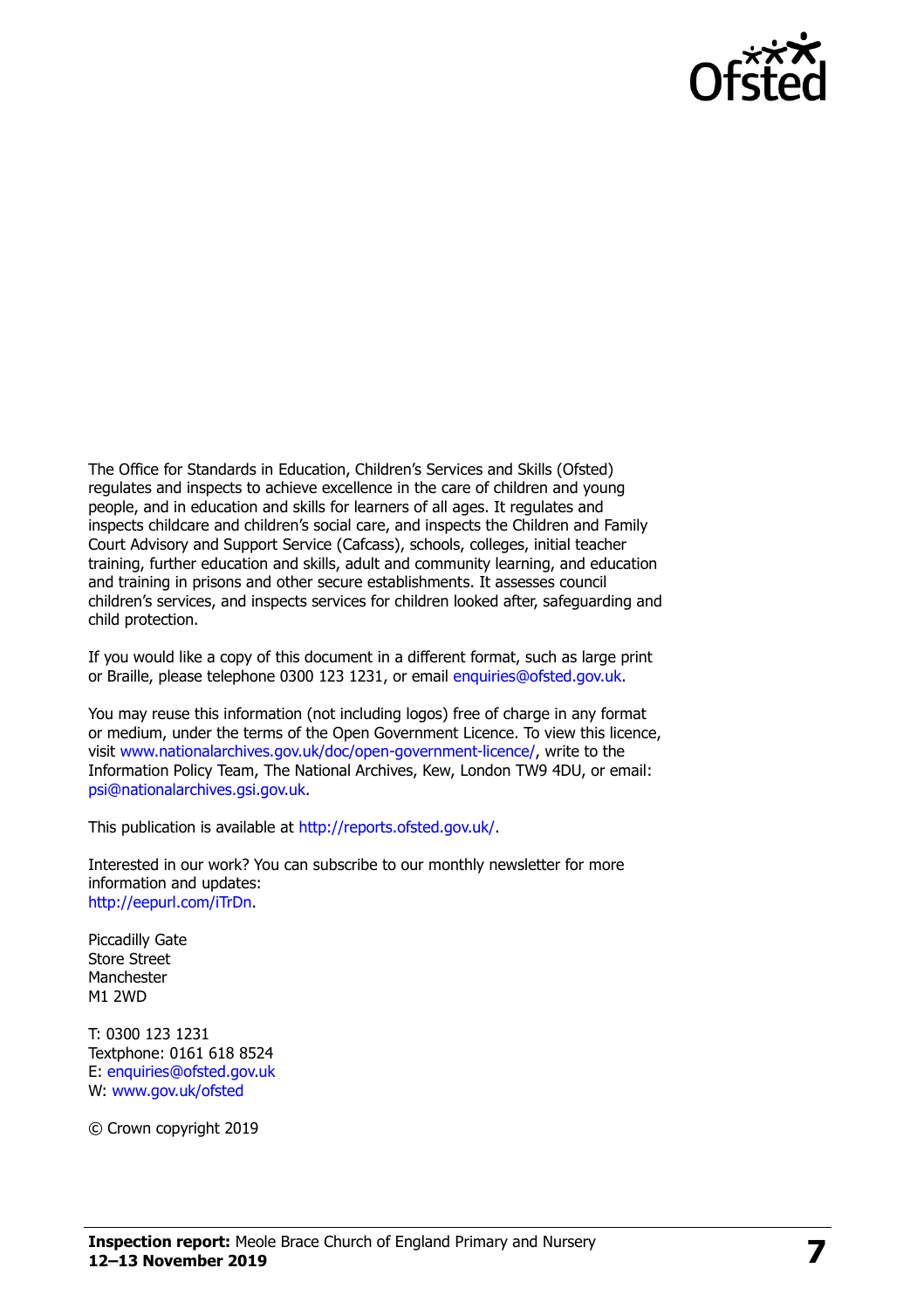The Office for Standards in Education, Children's Services and Skills (Ofsted) regulates and inspects to achieve excellence in the care of children and young people, and in education and skills for learners of all ages. It regulates and inspects childcare and children's social care, and inspects the Children and Family Court Advisory and Support Service (Cafcass), schools, colleges, initial teacher training, further education and skills, adult and community learning, and education and training in prisons and other secure establishments. It assesses council children's services, and inspects services for children looked after, safeguarding and child protection.

If you would like a copy of this document in a different format, such as large print or Braille, please telephone 0300 123 1231, or email enquiries@ofsted.gov.uk.

You may reuse this information (not including logos) free of charge in any format or medium, under the terms of the Open Government Licence. To view this licence, visit www.nationalarchives.gov.uk/doc/open-government-licence/, write to the Information Policy Team, The National Archives, Kew, London TW9 4DU, or email: psi@nationalarchives.gsi.gov.uk.

This publication is available at http://reports.ofsted.gov.uk/.

Interested in our work? You can subscribe to our monthly newsletter for more information and updates: http://eepurl.com/iTrDn.

Piccadilly Gate
Store Street
Manchester
M1 2WD

T: 0300 123 1231
Textphone: 0161 618 8524
E: enquiries@ofsted.gov.uk
W: www.gov.uk/ofsted

© Crown copyright 2019